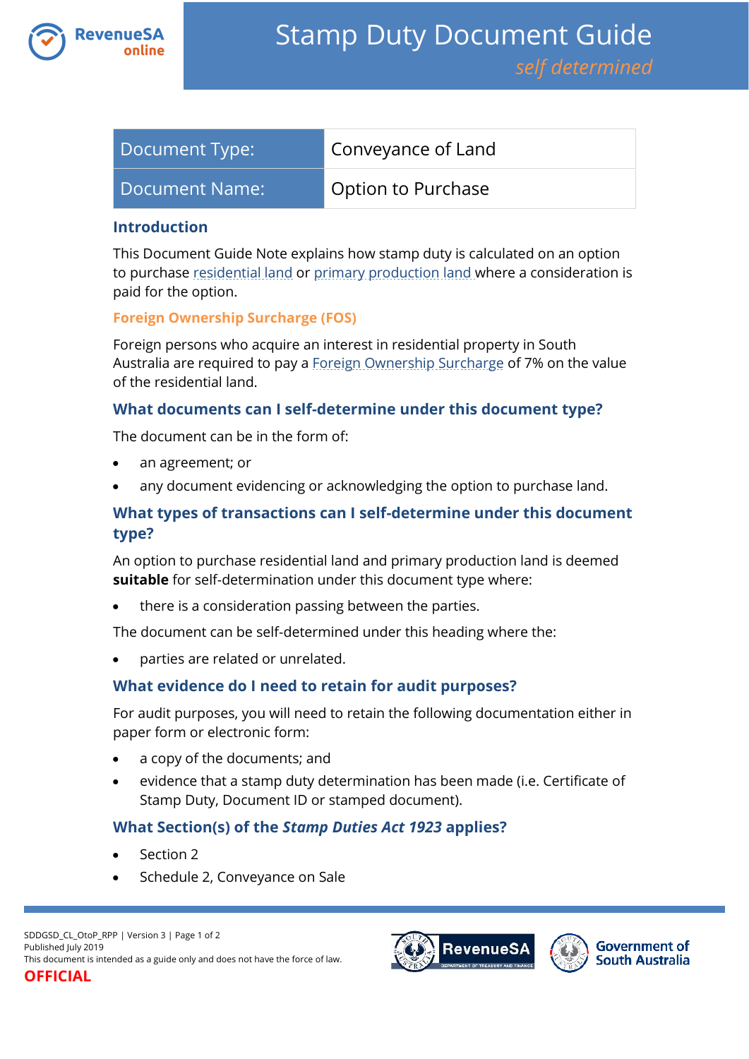# Stamp Duty Document Guide

*self determined*

| Document Type: | Conveyance of Land |
|---|---|
| Document Name: | Option to Purchase |

## Introduction

This Document Guide Note explains how stamp duty is calculated on an option to purchase residential land or primary production land where a consideration is paid for the option.

### Foreign Ownership Surcharge (FOS)

Foreign persons who acquire an interest in residential property in South Australia are required to pay a Foreign Ownership Surcharge of 7% on the value of the residential land.

## What documents can I self-determine under this document type?

The document can be in the form of:

- an agreement; or
- any document evidencing or acknowledging the option to purchase land.

## What types of transactions can I self-determine under this document type?

An option to purchase residential land and primary production land is deemed **suitable** for self-determination under this document type where:

- there is a consideration passing between the parties.

The document can be self-determined under this heading where the:

- parties are related or unrelated.

## What evidence do I need to retain for audit purposes?

For audit purposes, you will need to retain the following documentation either in paper form or electronic form:

- a copy of the documents; and
- evidence that a stamp duty determination has been made (i.e. Certificate of Stamp Duty, Document ID or stamped document).

## What Section(s) of the *Stamp Duties Act 1923* applies?

- Section 2
- Schedule 2, Conveyance on Sale

SDDGSD_CL_OtoP_RPP | Version 3
Published July 2019
This document is intended as a guide only and does not have the force of law.
OFFICIAL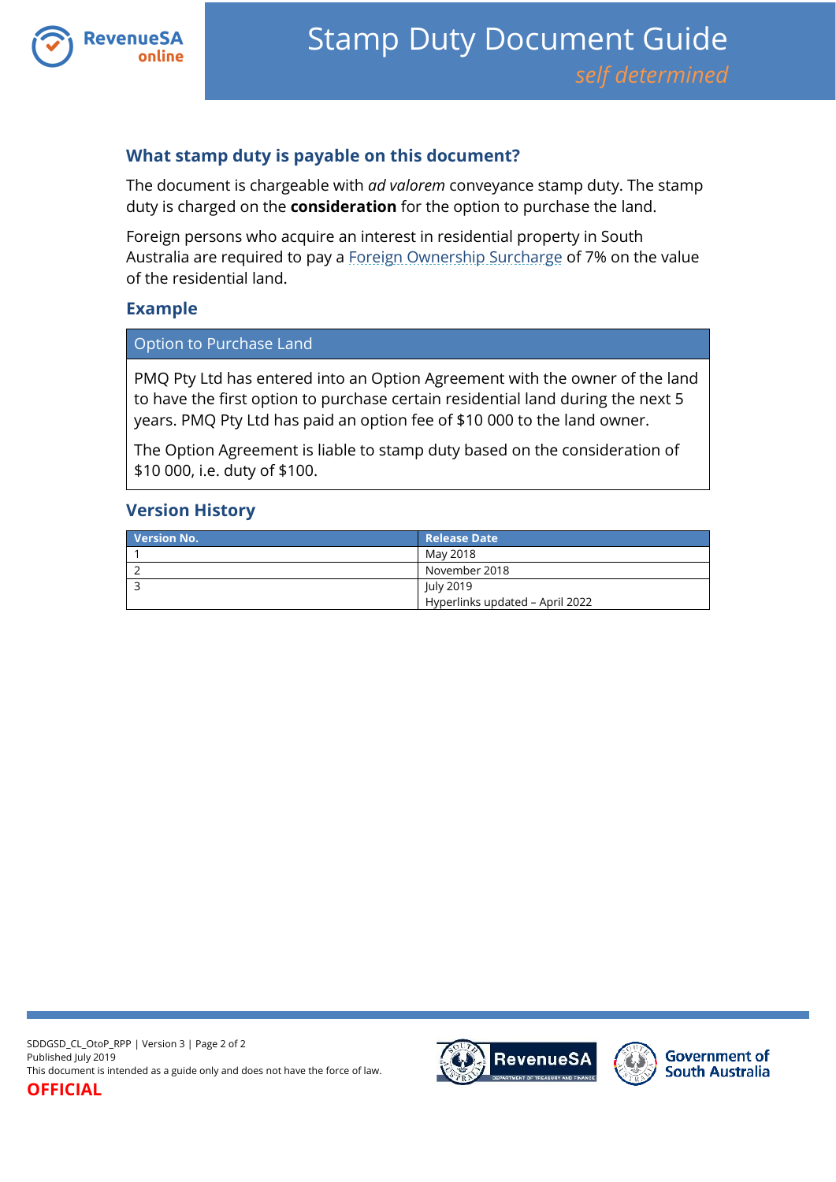## What stamp duty is payable on this document?

The document is chargeable with *ad valorem* conveyance stamp duty. The stamp duty is charged on the **consideration** for the option to purchase the land.

Foreign persons who acquire an interest in residential property in South Australia are required to pay a Foreign Ownership Surcharge of 7% on the value of the residential land.

## Example

| Option to Purchase Land |
| --- |
| PMQ Pty Ltd has entered into an Option Agreement with the owner of the land to have the first option to purchase certain residential land during the next 5 years. PMQ Pty Ltd has paid an option fee of $10 000 to the land owner.<br><br>The Option Agreement is liable to stamp duty based on the consideration of $10 000, i.e. duty of $100. |

## Version History

| Version No. | Release Date |
| --- | --- |
| 1 | May 2018 |
| 2 | November 2018 |
| 3 | July 2019<br>Hyperlinks updated – April 2022 |

SDDGSD_CL_OtoP_RPP | Version 3
Published July 2019
This document is intended as a guide only and does not have the force of law.
OFFICIAL